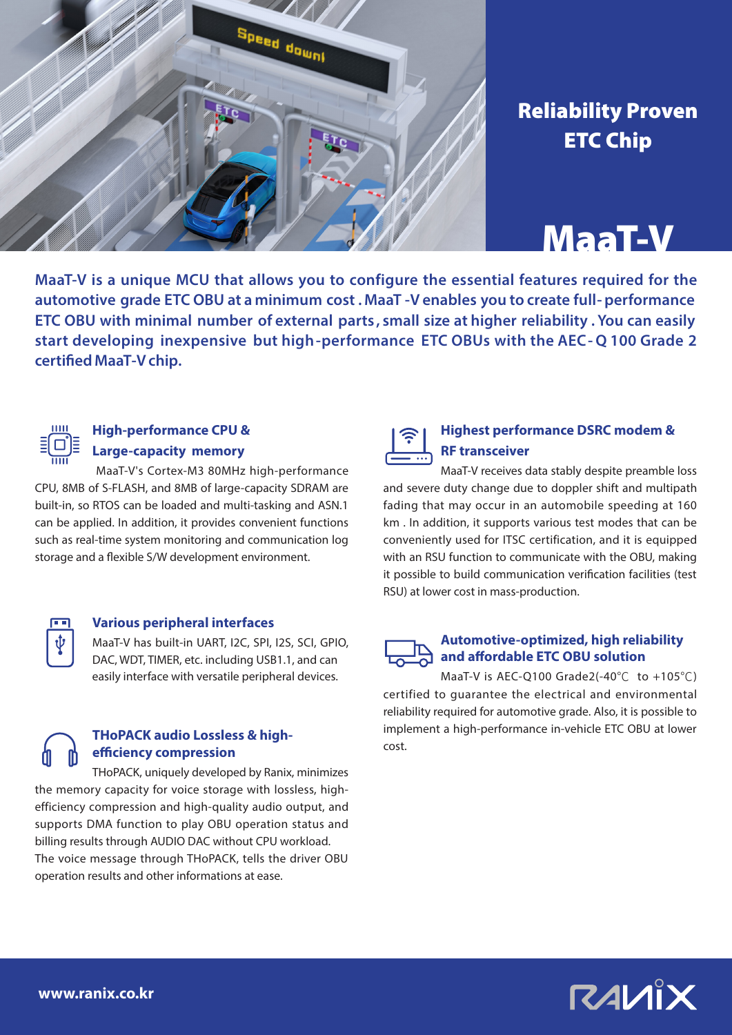# Reliability Proven ETC Chip

# MaaT-V

**MaaT-V is a unique MCU that allows you to configure the essential features required for the automotive grade ETC OBU at a minimum cost . MaaT -V enables you to create full- performance ETC OBU with minimal number of external parts , small size at higher reliability . You can easily start developing inexpensive but high-performance ETC OBUs with the AEC- Q 100 Grade 2 certified MaaT-V chip.**

### High-performance CPU & Large-capacity memory

MaaT-V's Cortex-M3 80MHz high-performance CPU, 8MB of S-FLASH, and 8MB of large-capacity SDRAM are built-in, so RTOS can be loaded and multi-tasking and ASN.1 can be applied. In addition, it provides convenient functions such as real-time system monitoring and communication log storage and a flexible S/W development environment.

### Various peripheral interfaces

MaaT-V has built-in UART, I2C, SPI, I2S, SCI, GPIO, DAC, WDT, TIMER, etc. including USB1.1, and can easily interface with versatile peripheral devices.

### THoPACK audio Lossless & high-efficiency compression

THoPACK, uniquely developed by Ranix, minimizes the memory capacity for voice storage with lossless, high-efficiency compression and high-quality audio output, and supports DMA function to play OBU operation status and billing results through AUDIO DAC without CPU workload.
The voice message through THoPACK, tells the driver OBU operation results and other informations at ease.

### Highest performance DSRC modem & RF transceiver

MaaT-V receives data stably despite preamble loss and severe duty change due to doppler shift and multipath fading that may occur in an automobile speeding at 160 km . In addition, it supports various test modes that can be conveniently used for ITSC certification, and it is equipped with an RSU function to communicate with the OBU, making it possible to build communication verification facilities (test RSU) at lower cost in mass-production.

### Automotive-optimized, high reliability and affordable ETC OBU solution

MaaT-V is AEC-Q100 Grade2(-40℃ to +105℃) certified to guarantee the electrical and environmental reliability required for automotive grade. Also, it is possible to implement a high-performance in-vehicle ETC OBU at lower cost.

**www.ranix.co.kr**

RANIX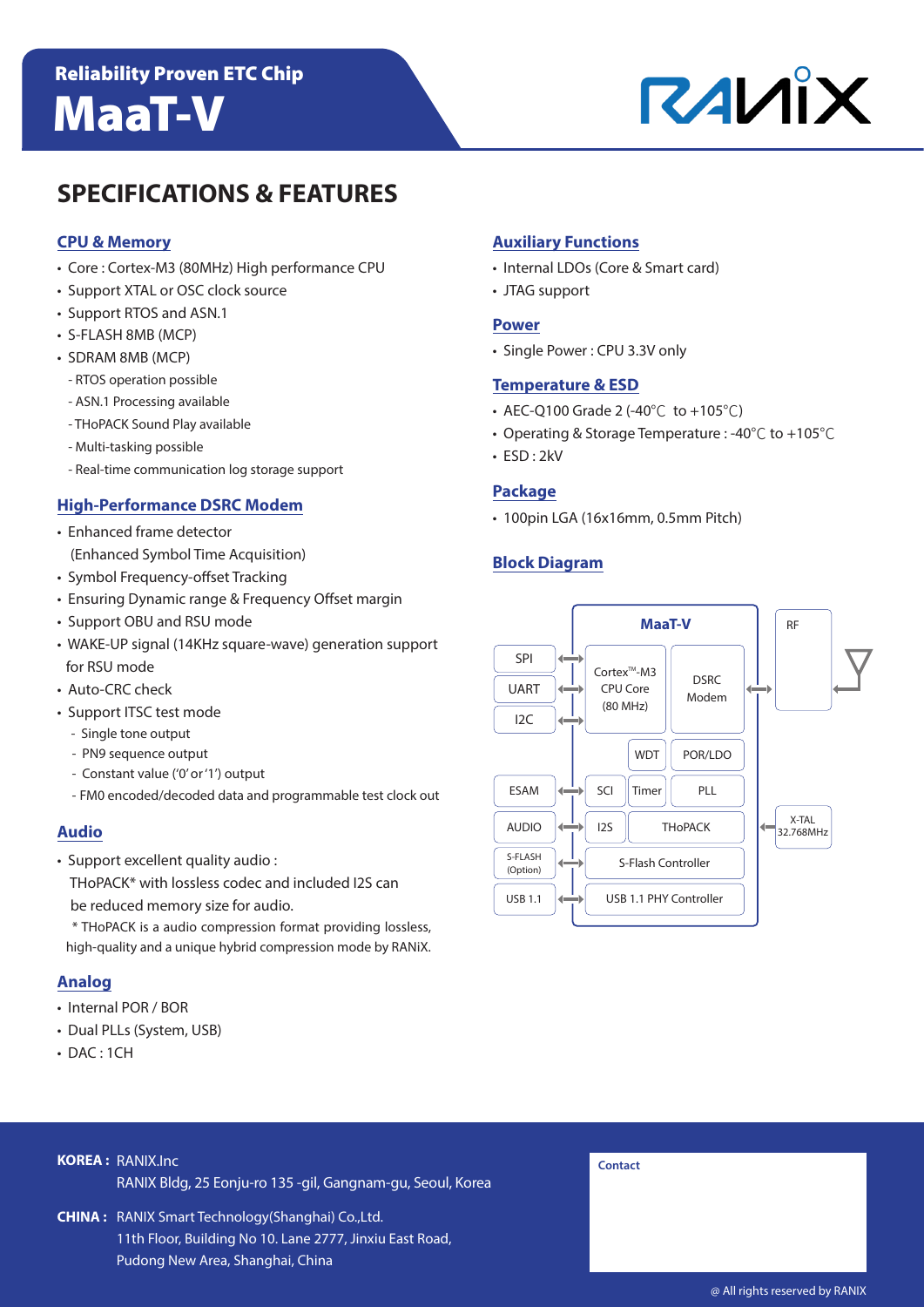Reliability Proven ETC Chip

# MaaT-V

RANiX

## SPECIFICATIONS & FEATURES

### CPU & Memory

- Core : Cortex-M3 (80MHz) High performance CPU
- Support XTAL or OSC clock source
- Support RTOS and ASN.1
- S-FLASH 8MB (MCP)
- SDRAM 8MB (MCP)
  - RTOS operation possible
  - ASN.1 Processing available
  - THoPACK Sound Play available
  - Multi-tasking possible
  - Real-time communication log storage support

### High-Performance DSRC Modem

- Enhanced frame detector
  (Enhanced Symbol Time Acquisition)
- Symbol Frequency-offset Tracking
- Ensuring Dynamic range & Frequency Offset margin
- Support OBU and RSU mode
- WAKE-UP signal (14KHz square-wave) generation support for RSU mode
- Auto-CRC check
- Support ITSC test mode
  - Single tone output
  - PN9 sequence output
  - Constant value ('0' or '1') output
  - FM0 encoded/decoded data and programmable test clock out

### Audio

- Support excellent quality audio :
  THoPACK* with lossless codec and included I2S can be reduced memory size for audio.
  * THoPACK is a audio compression format providing lossless, high-quality and a unique hybrid compression mode by RANiX.

### Analog

- Internal POR / BOR
- Dual PLLs (System, USB)
- DAC : 1CH

### Auxiliary Functions

- Internal LDOs (Core & Smart card)
- JTAG support

### Power

- Single Power : CPU 3.3V only

### Temperature & ESD

- AEC-Q100 Grade 2 (-40℃ to +105℃)
- Operating & Storage Temperature : -40℃ to +105℃
- ESD : 2kV

### Package

- 100pin LGA (16x16mm, 0.5mm Pitch)

### Block Diagram

MaaT-V
SPI
UART
I2C
Cortex™-M3 CPU Core (80 MHz)
DSRC Modem
RF
WDT
POR/LDO
ESAM
SCI
Timer
PLL
AUDIO
I2S
THoPACK
X-TAL 32.768MHz
S-FLASH (Option)
S-Flash Controller
USB 1.1
USB 1.1 PHY Controller

**KOREA :** RANIX.Inc
RANIX Bldg, 25 Eonju-ro 135 -gil, Gangnam-gu, Seoul, Korea

**CHINA :** RANIX Smart Technology(Shanghai) Co.,Ltd.
11th Floor, Building No 10. Lane 2777, Jinxiu East Road, Pudong New Area, Shanghai, China

**Contact**

@ All rights reserved by RANIX